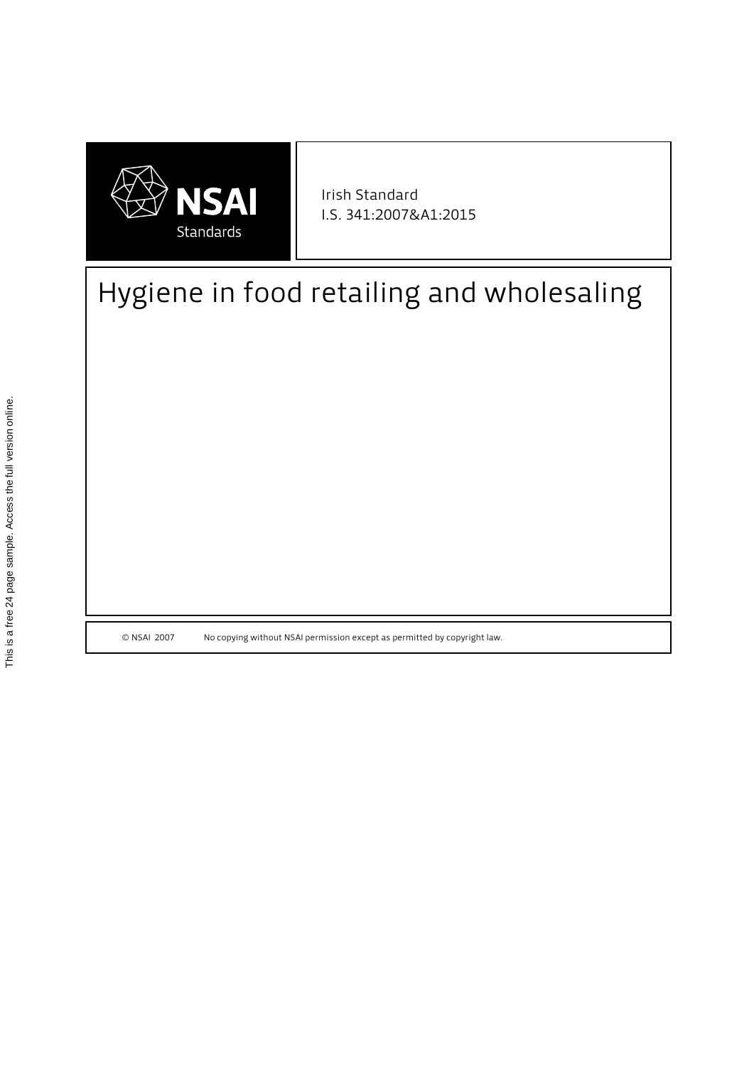NSAI

Standards

Irish Standard
I.S. 341:2007&A1:2015

# Hygiene in food retailing and wholesaling

© NSAI 2007 No copying without NSAI permission except as permitted by copyright law.

This is a free 24 page sample. Access the full version online.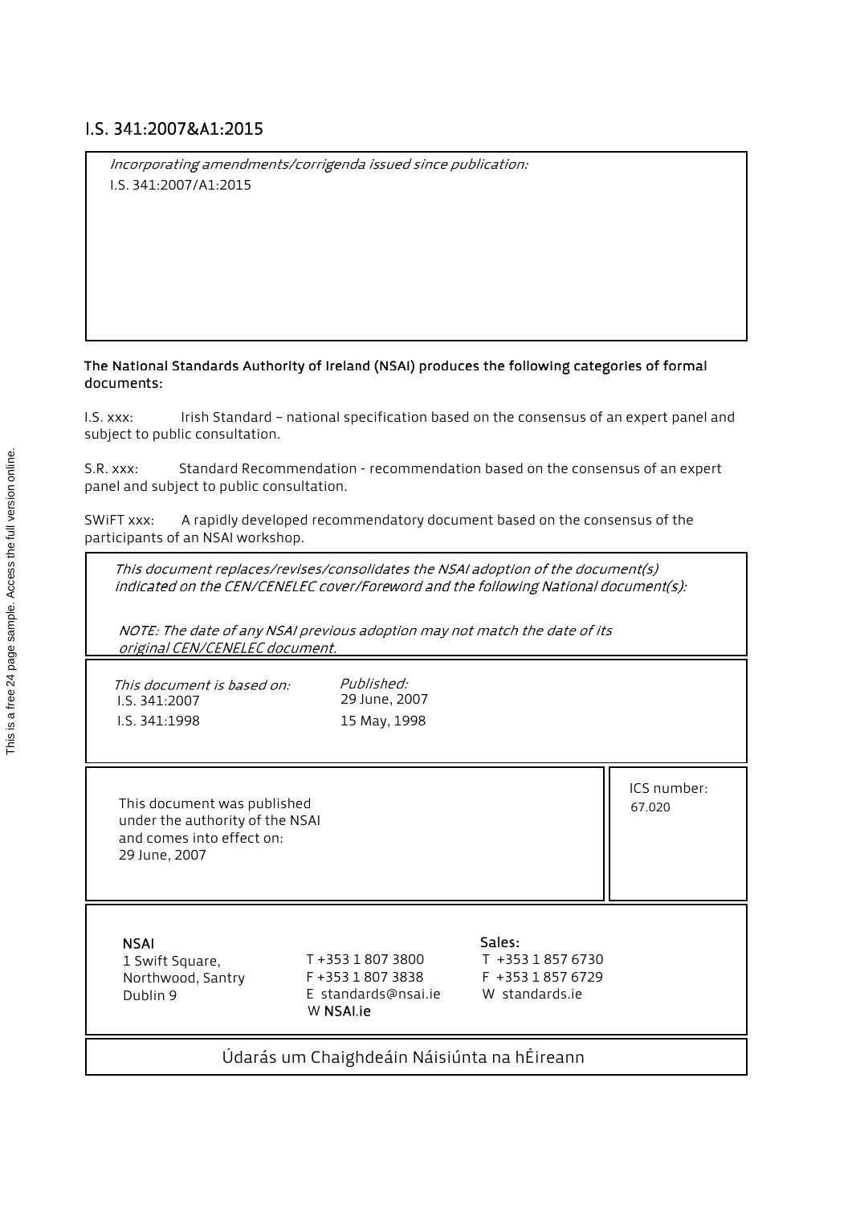# I.S. 341:2007&A1:2015

*Incorporating amendments/corrigenda issued since publication:*

I.S. 341:2007/A1:2015

**The National Standards Authority of Ireland (NSAI) produces the following categories of formal documents:**

I.S. xxx: Irish Standard – national specification based on the consensus of an expert panel and subject to public consultation.

S.R. xxx: Standard Recommendation - recommendation based on the consensus of an expert panel and subject to public consultation.

SWiFT xxx: A rapidly developed recommendatory document based on the consensus of the participants of an NSAI workshop.

*This document replaces/revises/consolidates the NSAI adoption of the document(s) indicated on the CEN/CENELEC cover/Foreword and the following National document(s):*

*NOTE: The date of any NSAI previous adoption may not match the date of its original CEN/CENELEC document.*

| *This document is based on:* | *Published:* |
|---|---|
| I.S. 341:2007 | 29 June, 2007 |
| I.S. 341:1998 | 15 May, 1998 |

This document was published under the authority of the NSAI and comes into effect on:
29 June, 2007

ICS number:
67.020

**NSAI**
1 Swift Square,
Northwood, Santry
Dublin 9

T +353 1 807 3800
F +353 1 807 3838
E standards@nsai.ie
W **NSAI.ie**

**Sales:**
T +353 1 857 6730
F +353 1 857 6729
W standards.ie

Údarás um Chaighdeáin Náisiúnta na hÉireann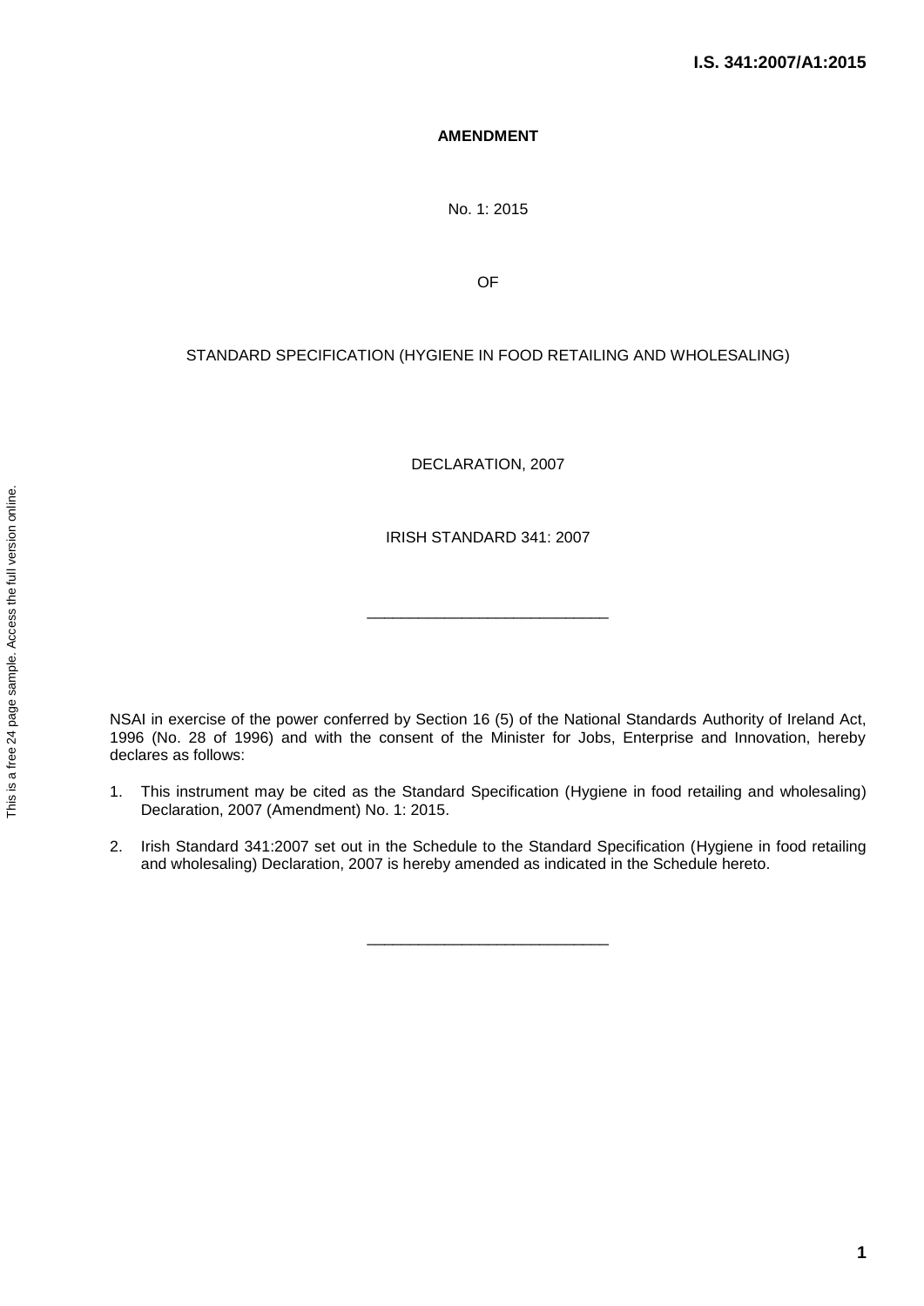**AMENDMENT**

No. 1: 2015

OF

STANDARD SPECIFICATION (HYGIENE IN FOOD RETAILING AND WHOLESALING)

DECLARATION, 2007

IRISH STANDARD 341: 2007

---

NSAI in exercise of the power conferred by Section 16 (5) of the National Standards Authority of Ireland Act, 1996 (No. 28 of 1996) and with the consent of the Minister for Jobs, Enterprise and Innovation, hereby declares as follows:

1. This instrument may be cited as the Standard Specification (Hygiene in food retailing and wholesaling) Declaration, 2007 (Amendment) No. 1: 2015.

2. Irish Standard 341:2007 set out in the Schedule to the Standard Specification (Hygiene in food retailing and wholesaling) Declaration, 2007 is hereby amended as indicated in the Schedule hereto.

---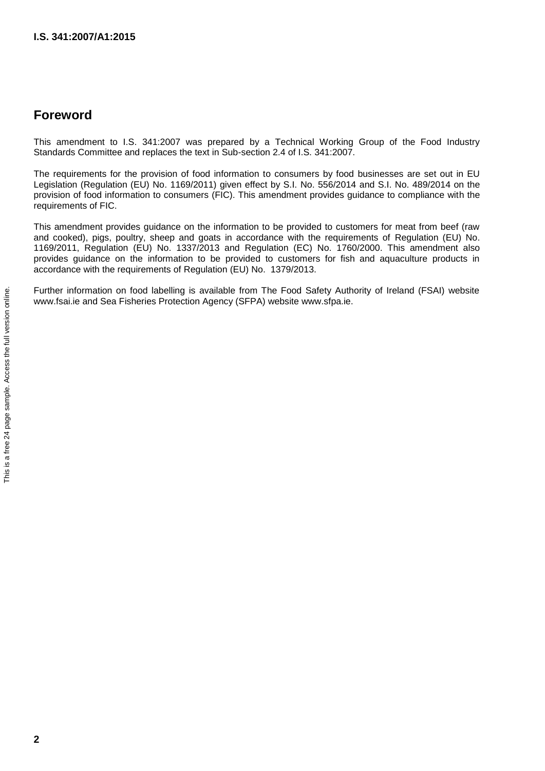## Foreword

This amendment to I.S. 341:2007 was prepared by a Technical Working Group of the Food Industry Standards Committee and replaces the text in Sub-section 2.4 of I.S. 341:2007.

The requirements for the provision of food information to consumers by food businesses are set out in EU Legislation (Regulation (EU) No. 1169/2011) given effect by S.I. No. 556/2014 and S.I. No. 489/2014 on the provision of food information to consumers (FIC). This amendment provides guidance to compliance with the requirements of FIC.

This amendment provides guidance on the information to be provided to customers for meat from beef (raw and cooked), pigs, poultry, sheep and goats in accordance with the requirements of Regulation (EU) No. 1169/2011, Regulation (EU) No. 1337/2013 and Regulation (EC) No. 1760/2000. This amendment also provides guidance on the information to be provided to customers for fish and aquaculture products in accordance with the requirements of Regulation (EU) No. 1379/2013.

Further information on food labelling is available from The Food Safety Authority of Ireland (FSAI) website www.fsai.ie and Sea Fisheries Protection Agency (SFPA) website www.sfpa.ie.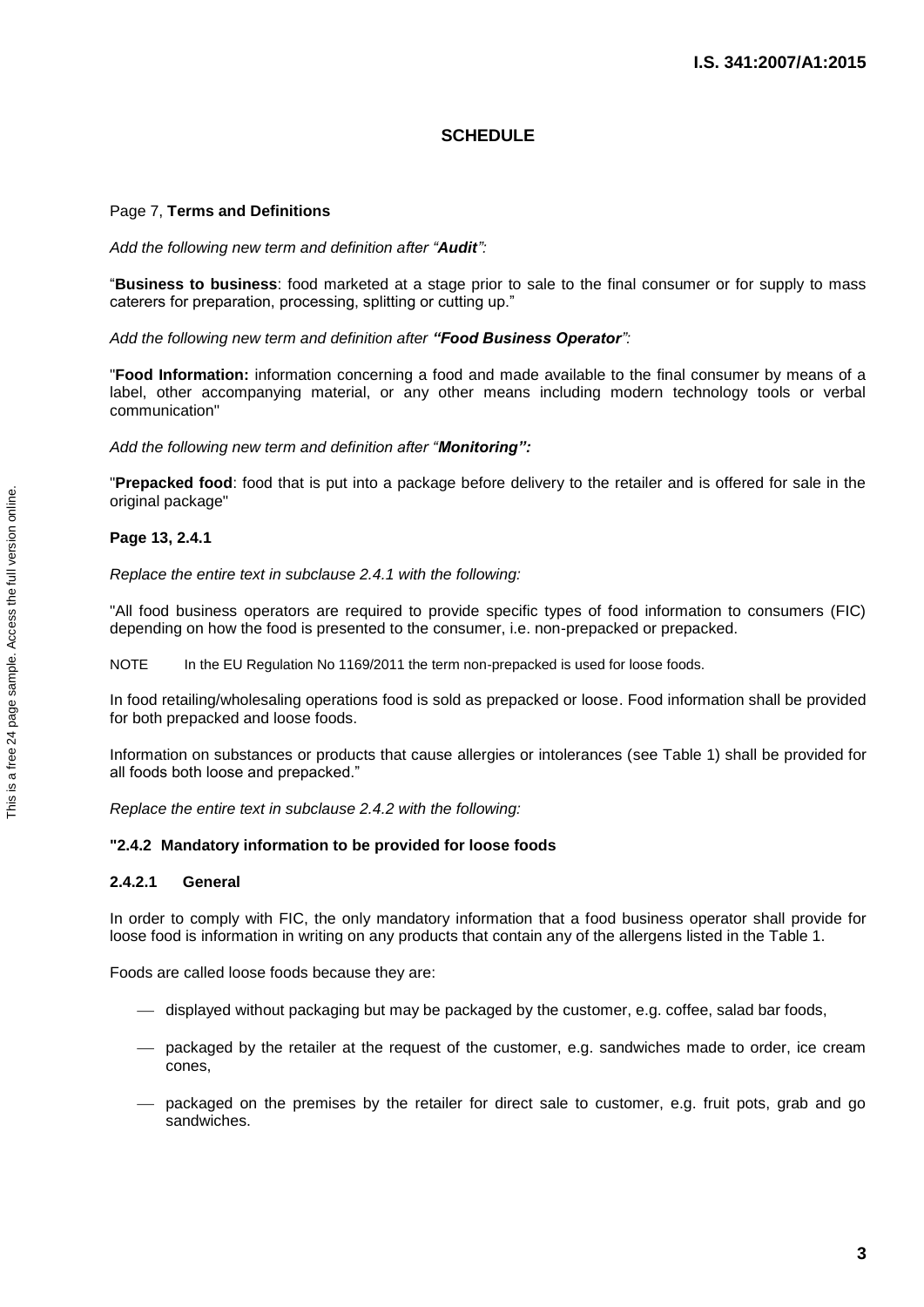## SCHEDULE

Page 7, **Terms and Definitions**

*Add the following new term and definition after "**Audit**":*

"**Business to business**: food marketed at a stage prior to sale to the final consumer or for supply to mass caterers for preparation, processing, splitting or cutting up."

*Add the following new term and definition after **"Food Business Operator"**:*

"**Food Information:** information concerning a food and made available to the final consumer by means of a label, other accompanying material, or any other means including modern technology tools or verbal communication"

*Add the following new term and definition after "**Monitoring":***

"**Prepacked food**: food that is put into a package before delivery to the retailer and is offered for sale in the original package"

**Page 13, 2.4.1**

*Replace the entire text in subclause 2.4.1 with the following:*

"All food business operators are required to provide specific types of food information to consumers (FIC) depending on how the food is presented to the consumer, i.e. non-prepacked or prepacked.

NOTE In the EU Regulation No 1169/2011 the term non-prepacked is used for loose foods.

In food retailing/wholesaling operations food is sold as prepacked or loose. Food information shall be provided for both prepacked and loose foods.

Information on substances or products that cause allergies or intolerances (see Table 1) shall be provided for all foods both loose and prepacked."

*Replace the entire text in subclause 2.4.2 with the following:*

**"2.4.2 Mandatory information to be provided for loose foods**

**2.4.2.1 General**

In order to comply with FIC, the only mandatory information that a food business operator shall provide for loose food is information in writing on any products that contain any of the allergens listed in the Table 1.

Foods are called loose foods because they are:

- displayed without packaging but may be packaged by the customer, e.g. coffee, salad bar foods,
- packaged by the retailer at the request of the customer, e.g. sandwiches made to order, ice cream cones,
- packaged on the premises by the retailer for direct sale to customer, e.g. fruit pots, grab and go sandwiches.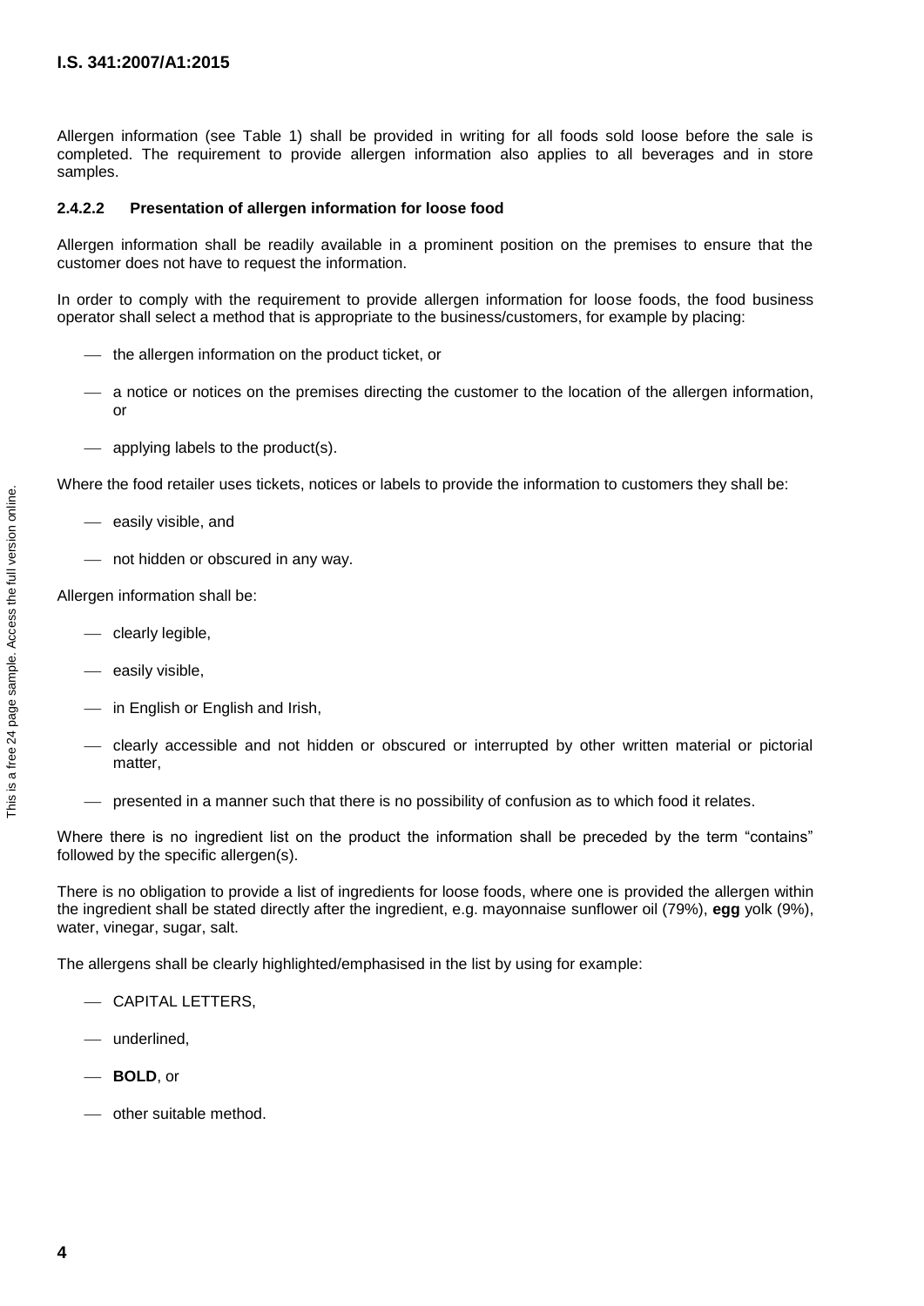Allergen information (see Table 1) shall be provided in writing for all foods sold loose before the sale is completed. The requirement to provide allergen information also applies to all beverages and in store samples.

#### 2.4.2.2 Presentation of allergen information for loose food

Allergen information shall be readily available in a prominent position on the premises to ensure that the customer does not have to request the information.

In order to comply with the requirement to provide allergen information for loose foods, the food business operator shall select a method that is appropriate to the business/customers, for example by placing:

- the allergen information on the product ticket, or
- a notice or notices on the premises directing the customer to the location of the allergen information, or
- applying labels to the product(s).

Where the food retailer uses tickets, notices or labels to provide the information to customers they shall be:

- easily visible, and
- not hidden or obscured in any way.

Allergen information shall be:

- clearly legible,
- easily visible,
- in English or English and Irish,
- clearly accessible and not hidden or obscured or interrupted by other written material or pictorial matter,
- presented in a manner such that there is no possibility of confusion as to which food it relates.

Where there is no ingredient list on the product the information shall be preceded by the term "contains" followed by the specific allergen(s).

There is no obligation to provide a list of ingredients for loose foods, where one is provided the allergen within the ingredient shall be stated directly after the ingredient, e.g. mayonnaise sunflower oil (79%), **egg** yolk (9%), water, vinegar, sugar, salt.

The allergens shall be clearly highlighted/emphasised in the list by using for example:

- CAPITAL LETTERS,
- underlined,
- **BOLD**, or
- other suitable method.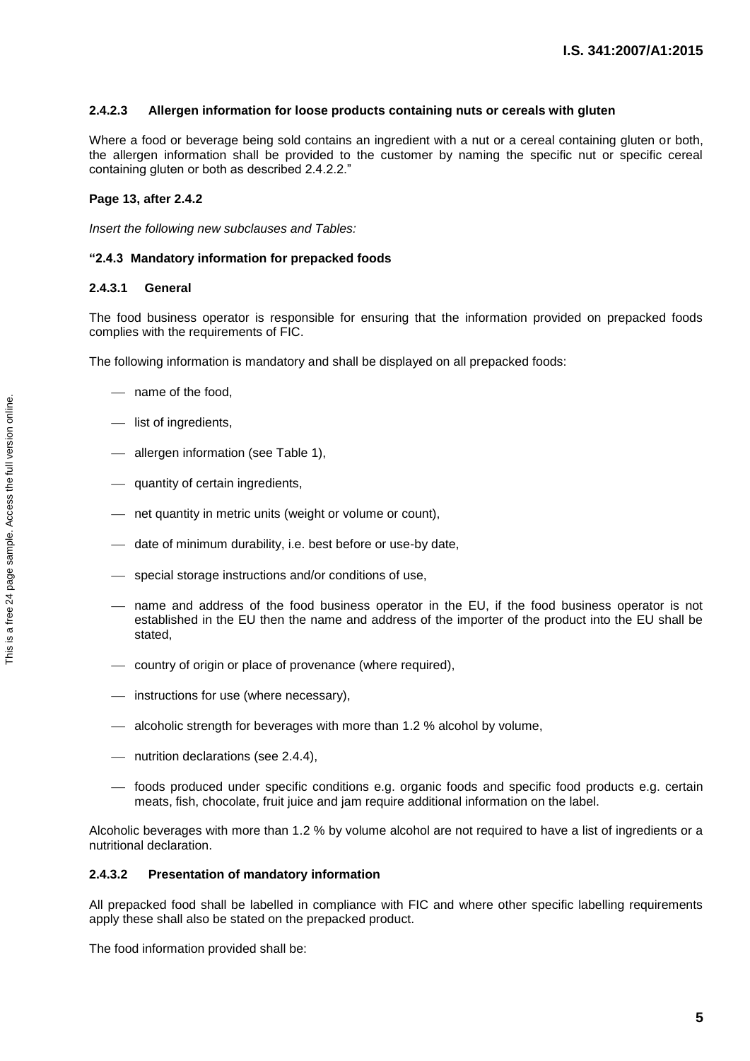#### 2.4.2.3 Allergen information for loose products containing nuts or cereals with gluten

Where a food or beverage being sold contains an ingredient with a nut or a cereal containing gluten or both, the allergen information shall be provided to the customer by naming the specific nut or specific cereal containing gluten or both as described 2.4.2.2."

**Page 13, after 2.4.2**

*Insert the following new subclauses and Tables:*

### "2.4.3 Mandatory information for prepacked foods

#### 2.4.3.1 General

The food business operator is responsible for ensuring that the information provided on prepacked foods complies with the requirements of FIC.

The following information is mandatory and shall be displayed on all prepacked foods:

- name of the food,
- list of ingredients,
- allergen information (see Table 1),
- quantity of certain ingredients,
- net quantity in metric units (weight or volume or count),
- date of minimum durability, i.e. best before or use-by date,
- special storage instructions and/or conditions of use,
- name and address of the food business operator in the EU, if the food business operator is not established in the EU then the name and address of the importer of the product into the EU shall be stated,
- country of origin or place of provenance (where required),
- instructions for use (where necessary),
- alcoholic strength for beverages with more than 1.2 % alcohol by volume,
- nutrition declarations (see 2.4.4),
- foods produced under specific conditions e.g. organic foods and specific food products e.g. certain meats, fish, chocolate, fruit juice and jam require additional information on the label.

Alcoholic beverages with more than 1.2 % by volume alcohol are not required to have a list of ingredients or a nutritional declaration.

#### 2.4.3.2 Presentation of mandatory information

All prepacked food shall be labelled in compliance with FIC and where other specific labelling requirements apply these shall also be stated on the prepacked product.

The food information provided shall be: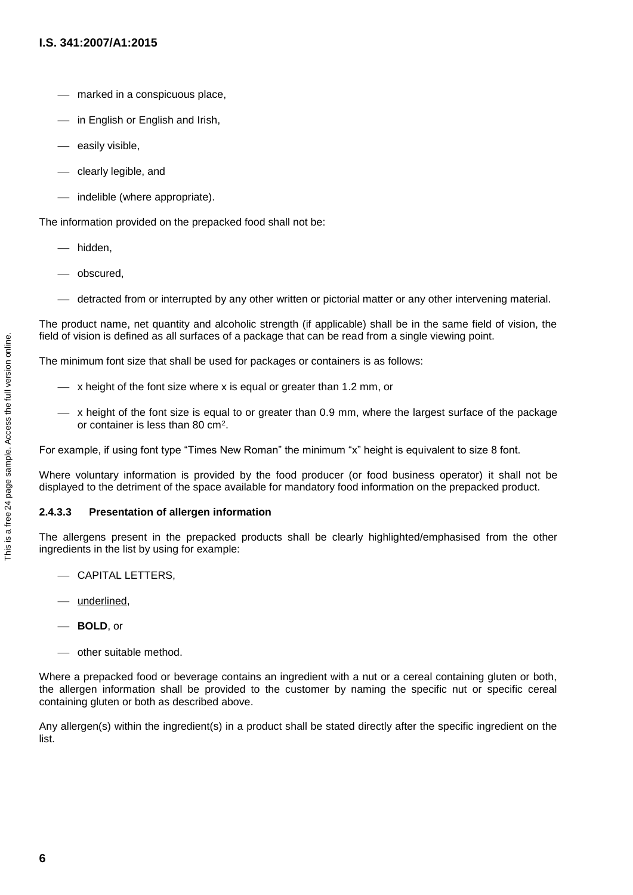- marked in a conspicuous place,
- in English or English and Irish,
- easily visible,
- clearly legible, and
- indelible (where appropriate).

The information provided on the prepacked food shall not be:

- hidden,
- obscured,
- detracted from or interrupted by any other written or pictorial matter or any other intervening material.

The product name, net quantity and alcoholic strength (if applicable) shall be in the same field of vision, the field of vision is defined as all surfaces of a package that can be read from a single viewing point.

The minimum font size that shall be used for packages or containers is as follows:

- x height of the font size where x is equal or greater than 1.2 mm, or
- x height of the font size is equal to or greater than 0.9 mm, where the largest surface of the package or container is less than 80 $cm^2$.

For example, if using font type "Times New Roman" the minimum "x" height is equivalent to size 8 font.

Where voluntary information is provided by the food producer (or food business operator) it shall not be displayed to the detriment of the space available for mandatory food information on the prepacked product.

#### 2.4.3.3 Presentation of allergen information

The allergens present in the prepacked products shall be clearly highlighted/emphasised from the other ingredients in the list by using for example:

- CAPITAL LETTERS,
- <u>underlined</u>,
- **BOLD**, or
- other suitable method.

Where a prepacked food or beverage contains an ingredient with a nut or a cereal containing gluten or both, the allergen information shall be provided to the customer by naming the specific nut or specific cereal containing gluten or both as described above.

Any allergen(s) within the ingredient(s) in a product shall be stated directly after the specific ingredient on the list.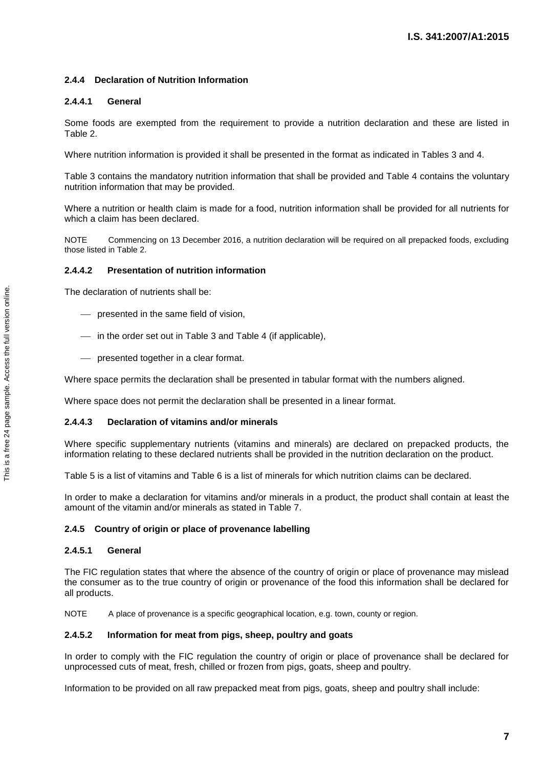### 2.4.4 Declaration of Nutrition Information

#### 2.4.4.1 General

Some foods are exempted from the requirement to provide a nutrition declaration and these are listed in Table 2.

Where nutrition information is provided it shall be presented in the format as indicated in Tables 3 and 4.

Table 3 contains the mandatory nutrition information that shall be provided and Table 4 contains the voluntary nutrition information that may be provided.

Where a nutrition or health claim is made for a food, nutrition information shall be provided for all nutrients for which a claim has been declared.

NOTE Commencing on 13 December 2016, a nutrition declaration will be required on all prepacked foods, excluding those listed in Table 2.

#### 2.4.4.2 Presentation of nutrition information

The declaration of nutrients shall be:

- presented in the same field of vision,
- in the order set out in Table 3 and Table 4 (if applicable),
- presented together in a clear format.

Where space permits the declaration shall be presented in tabular format with the numbers aligned.

Where space does not permit the declaration shall be presented in a linear format.

#### 2.4.4.3 Declaration of vitamins and/or minerals

Where specific supplementary nutrients (vitamins and minerals) are declared on prepacked products, the information relating to these declared nutrients shall be provided in the nutrition declaration on the product.

Table 5 is a list of vitamins and Table 6 is a list of minerals for which nutrition claims can be declared.

In order to make a declaration for vitamins and/or minerals in a product, the product shall contain at least the amount of the vitamin and/or minerals as stated in Table 7.

### 2.4.5 Country of origin or place of provenance labelling

#### 2.4.5.1 General

The FIC regulation states that where the absence of the country of origin or place of provenance may mislead the consumer as to the true country of origin or provenance of the food this information shall be declared for all products.

NOTE A place of provenance is a specific geographical location, e.g. town, county or region.

#### 2.4.5.2 Information for meat from pigs, sheep, poultry and goats

In order to comply with the FIC regulation the country of origin or place of provenance shall be declared for unprocessed cuts of meat, fresh, chilled or frozen from pigs, goats, sheep and poultry.

Information to be provided on all raw prepacked meat from pigs, goats, sheep and poultry shall include: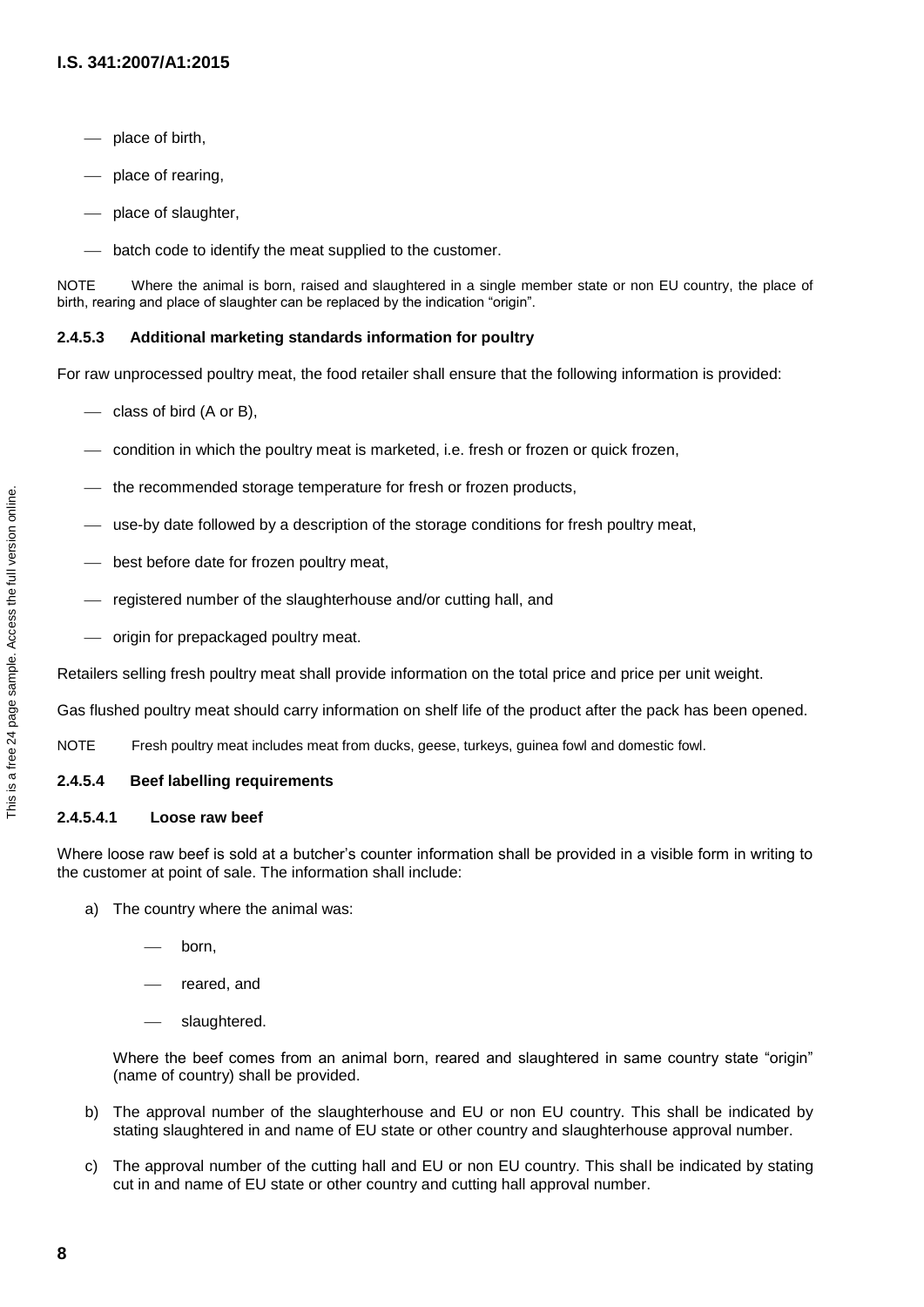- place of birth,
- place of rearing,
- place of slaughter,
- batch code to identify the meat supplied to the customer.

NOTE Where the animal is born, raised and slaughtered in a single member state or non EU country, the place of birth, rearing and place of slaughter can be replaced by the indication “origin”.

#### 2.4.5.3 Additional marketing standards information for poultry

For raw unprocessed poultry meat, the food retailer shall ensure that the following information is provided:

- class of bird (A or B),
- condition in which the poultry meat is marketed, i.e. fresh or frozen or quick frozen,
- the recommended storage temperature for fresh or frozen products,
- use-by date followed by a description of the storage conditions for fresh poultry meat,
- best before date for frozen poultry meat,
- registered number of the slaughterhouse and/or cutting hall, and
- origin for prepackaged poultry meat.

Retailers selling fresh poultry meat shall provide information on the total price and price per unit weight.

Gas flushed poultry meat should carry information on shelf life of the product after the pack has been opened.

NOTE Fresh poultry meat includes meat from ducks, geese, turkeys, guinea fowl and domestic fowl.

#### 2.4.5.4 Beef labelling requirements

##### 2.4.5.4.1 Loose raw beef

Where loose raw beef is sold at a butcher’s counter information shall be provided in a visible form in writing to the customer at point of sale. The information shall include:

a) The country where the animal was:

   - born,
   - reared, and
   - slaughtered.

   Where the beef comes from an animal born, reared and slaughtered in same country state “origin” (name of country) shall be provided.

b) The approval number of the slaughterhouse and EU or non EU country. This shall be indicated by stating slaughtered in and name of EU state or other country and slaughterhouse approval number.

c) The approval number of the cutting hall and EU or non EU country. This shall be indicated by stating cut in and name of EU state or other country and cutting hall approval number.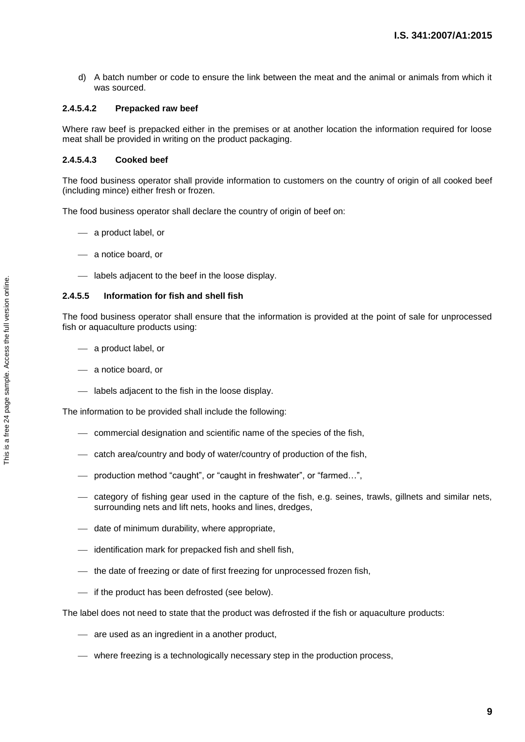d) A batch number or code to ensure the link between the meat and the animal or animals from which it was sourced.

#### 2.4.5.4.2 Prepacked raw beef

Where raw beef is prepacked either in the premises or at another location the information required for loose meat shall be provided in writing on the product packaging.

#### 2.4.5.4.3 Cooked beef

The food business operator shall provide information to customers on the country of origin of all cooked beef (including mince) either fresh or frozen.

The food business operator shall declare the country of origin of beef on:

- a product label, or
- a notice board, or
- labels adjacent to the beef in the loose display.

### 2.4.5.5 Information for fish and shell fish

The food business operator shall ensure that the information is provided at the point of sale for unprocessed fish or aquaculture products using:

- a product label, or
- a notice board, or
- labels adjacent to the fish in the loose display.

The information to be provided shall include the following:

- commercial designation and scientific name of the species of the fish,
- catch area/country and body of water/country of production of the fish,
- production method “caught”, or “caught in freshwater”, or “farmed…”,
- category of fishing gear used in the capture of the fish, e.g. seines, trawls, gillnets and similar nets, surrounding nets and lift nets, hooks and lines, dredges,
- date of minimum durability, where appropriate,
- identification mark for prepacked fish and shell fish,
- the date of freezing or date of first freezing for unprocessed frozen fish,
- if the product has been defrosted (see below).

The label does not need to state that the product was defrosted if the fish or aquaculture products:

- are used as an ingredient in a another product,
- where freezing is a technologically necessary step in the production process,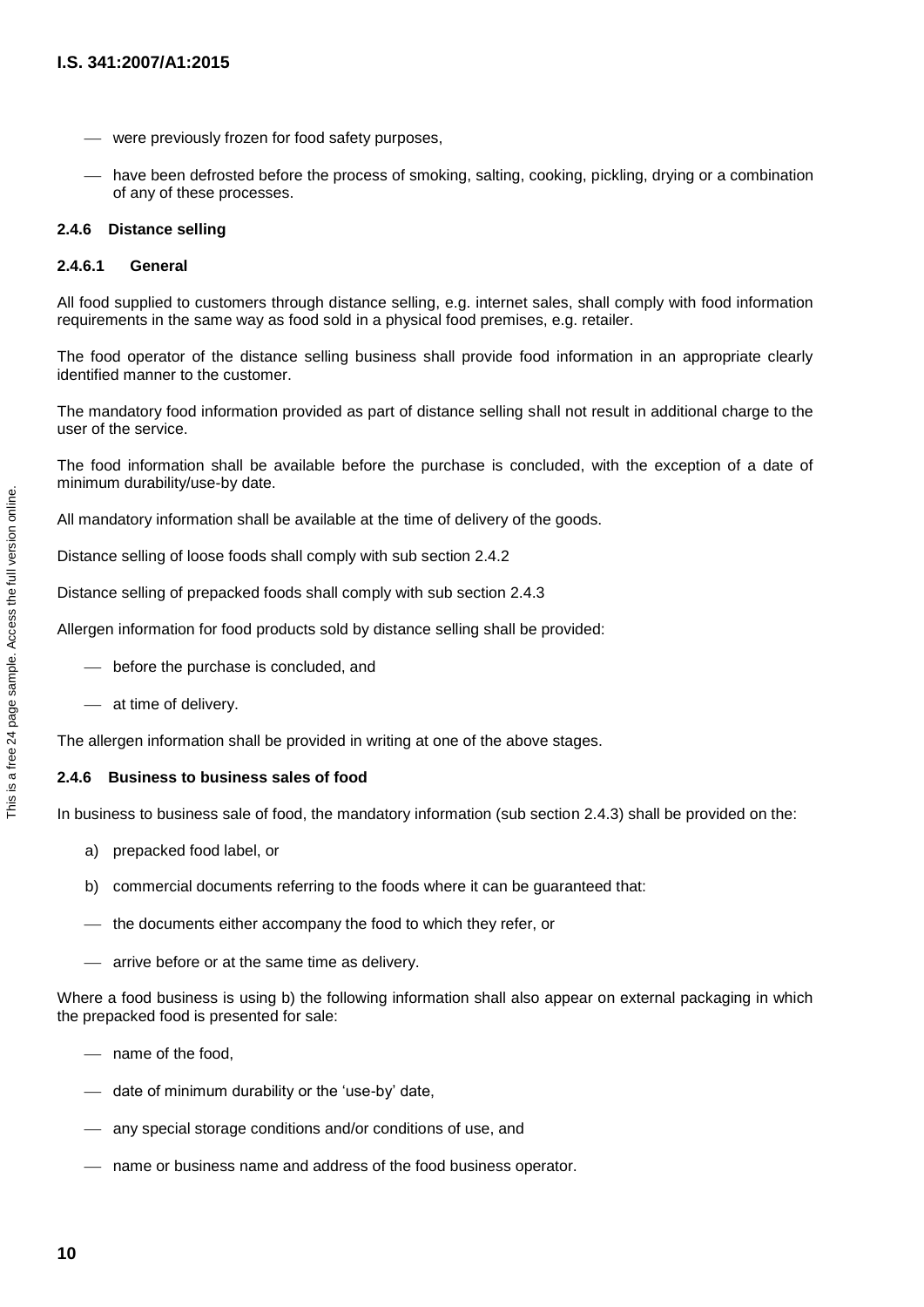- were previously frozen for food safety purposes,
- have been defrosted before the process of smoking, salting, cooking, pickling, drying or a combination of any of these processes.

#### 2.4.6 Distance selling

##### 2.4.6.1 General

All food supplied to customers through distance selling, e.g. internet sales, shall comply with food information requirements in the same way as food sold in a physical food premises, e.g. retailer.

The food operator of the distance selling business shall provide food information in an appropriate clearly identified manner to the customer.

The mandatory food information provided as part of distance selling shall not result in additional charge to the user of the service.

The food information shall be available before the purchase is concluded, with the exception of a date of minimum durability/use-by date.

All mandatory information shall be available at the time of delivery of the goods.

Distance selling of loose foods shall comply with sub section 2.4.2

Distance selling of prepacked foods shall comply with sub section 2.4.3

Allergen information for food products sold by distance selling shall be provided:

- before the purchase is concluded, and
- at time of delivery.

The allergen information shall be provided in writing at one of the above stages.

#### 2.4.6 Business to business sales of food

In business to business sale of food, the mandatory information (sub section 2.4.3) shall be provided on the:

a) prepacked food label, or

b) commercial documents referring to the foods where it can be guaranteed that:

- the documents either accompany the food to which they refer, or
- arrive before or at the same time as delivery.

Where a food business is using b) the following information shall also appear on external packaging in which the prepacked food is presented for sale:

- name of the food,
- date of minimum durability or the 'use-by' date,
- any special storage conditions and/or conditions of use, and
- name or business name and address of the food business operator.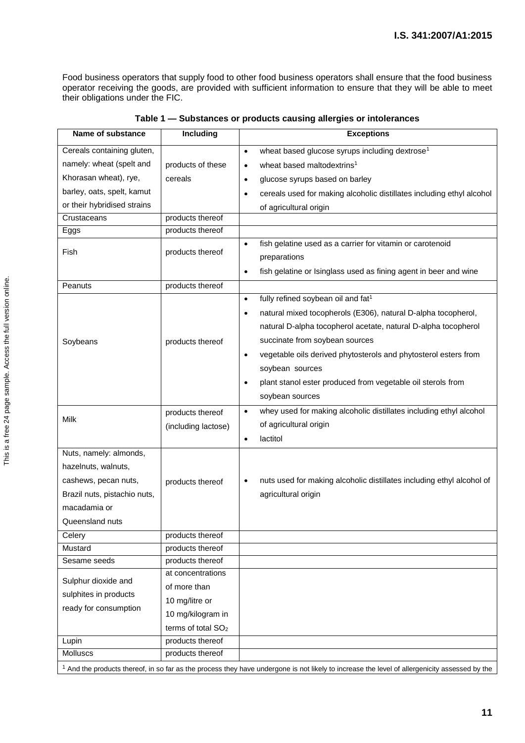Food business operators that supply food to other food business operators shall ensure that the food business operator receiving the goods, are provided with sufficient information to ensure that they will be able to meet their obligations under the FIC.

**Table 1 — Substances or products causing allergies or intolerances**

| Name of substance | Including | Exceptions |
|---|---|---|
| Cereals containing gluten, namely: wheat (spelt and Khorasan wheat), rye, barley, oats, spelt, kamut or their hybridised strains | products of these cereals | • wheat based glucose syrups including dextrose[1]<br>• wheat based maltodextrins[1]<br>• glucose syrups based on barley<br>• cereals used for making alcoholic distillates including ethyl alcohol of agricultural origin |
| Crustaceans | products thereof | |
| Eggs | products thereof | |
| Fish | products thereof | • fish gelatine used as a carrier for vitamin or carotenoid preparations<br>• fish gelatine or Isinglass used as fining agent in beer and wine |
| Peanuts | products thereof | |
| Soybeans | products thereof | • fully refined soybean oil and fat[1]<br>• natural mixed tocopherols (E306), natural D-alpha tocopherol, natural D-alpha tocopherol acetate, natural D-alpha tocopherol succinate from soybean sources<br>• vegetable oils derived phytosterols and phytosterol esters from soybean sources<br>• plant stanol ester produced from vegetable oil sterols from soybean sources |
| Milk | products thereof (including lactose) | • whey used for making alcoholic distillates including ethyl alcohol of agricultural origin<br>• lactitol |
| Nuts, namely: almonds, hazelnuts, walnuts, cashews, pecan nuts, Brazil nuts, pistachio nuts, macadamia or Queensland nuts | products thereof | • nuts used for making alcoholic distillates including ethyl alcohol of agricultural origin |
| Celery | products thereof | |
| Mustard | products thereof | |
| Sesame seeds | products thereof | |
| Sulphur dioxide and sulphites in products ready for consumption | at concentrations of more than 10 mg/litre or 10 mg/kilogram in terms of total $SO_2$ | |
| Lupin | products thereof | |
| Molluscs | products thereof | |

[1] And the products thereof, in so far as the process they have undergone is not likely to increase the level of allergenicity assessed by the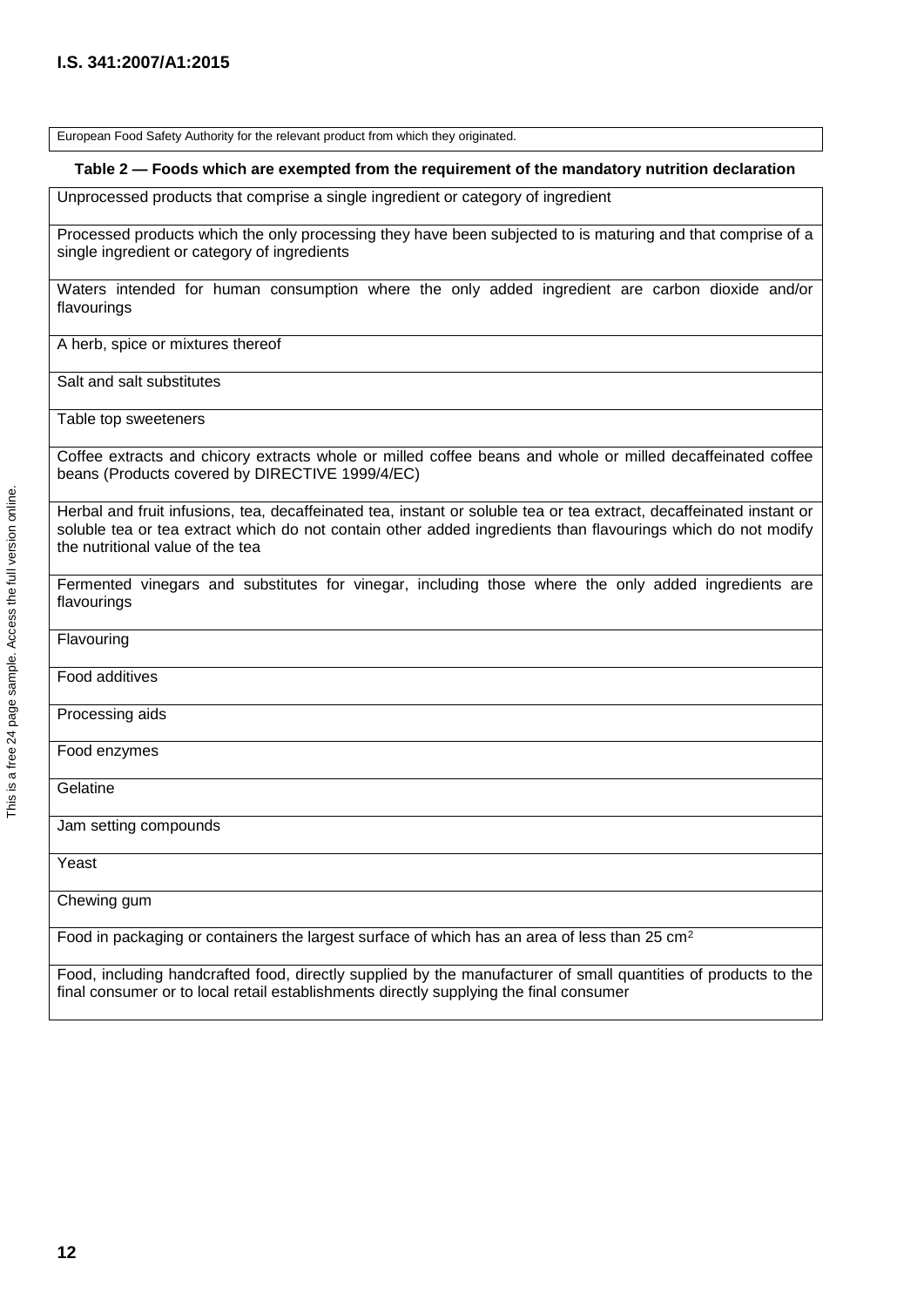| European Food Safety Authority for the relevant product from which they originated. |
|---|

**Table 2 — Foods which are exempted from the requirement of the mandatory nutrition declaration**

| Unprocessed products that comprise a single ingredient or category of ingredient |
|---|
| Processed products which the only processing they have been subjected to is maturing and that comprise of a single ingredient or category of ingredients |
| Waters intended for human consumption where the only added ingredient are carbon dioxide and/or flavourings |
| A herb, spice or mixtures thereof |
| Salt and salt substitutes |
| Table top sweeteners |
| Coffee extracts and chicory extracts whole or milled coffee beans and whole or milled decaffeinated coffee beans (Products covered by DIRECTIVE 1999/4/EC) |
| Herbal and fruit infusions, tea, decaffeinated tea, instant or soluble tea or tea extract, decaffeinated instant or soluble tea or tea extract which do not contain other added ingredients than flavourings which do not modify the nutritional value of the tea |
| Fermented vinegars and substitutes for vinegar, including those where the only added ingredients are flavourings |
| Flavouring |
| Food additives |
| Processing aids |
| Food enzymes |
| Gelatine |
| Jam setting compounds |
| Yeast |
| Chewing gum |
| Food in packaging or containers the largest surface of which has an area of less than 25 $cm^2$ |
| Food, including handcrafted food, directly supplied by the manufacturer of small quantities of products to the final consumer or to local retail establishments directly supplying the final consumer |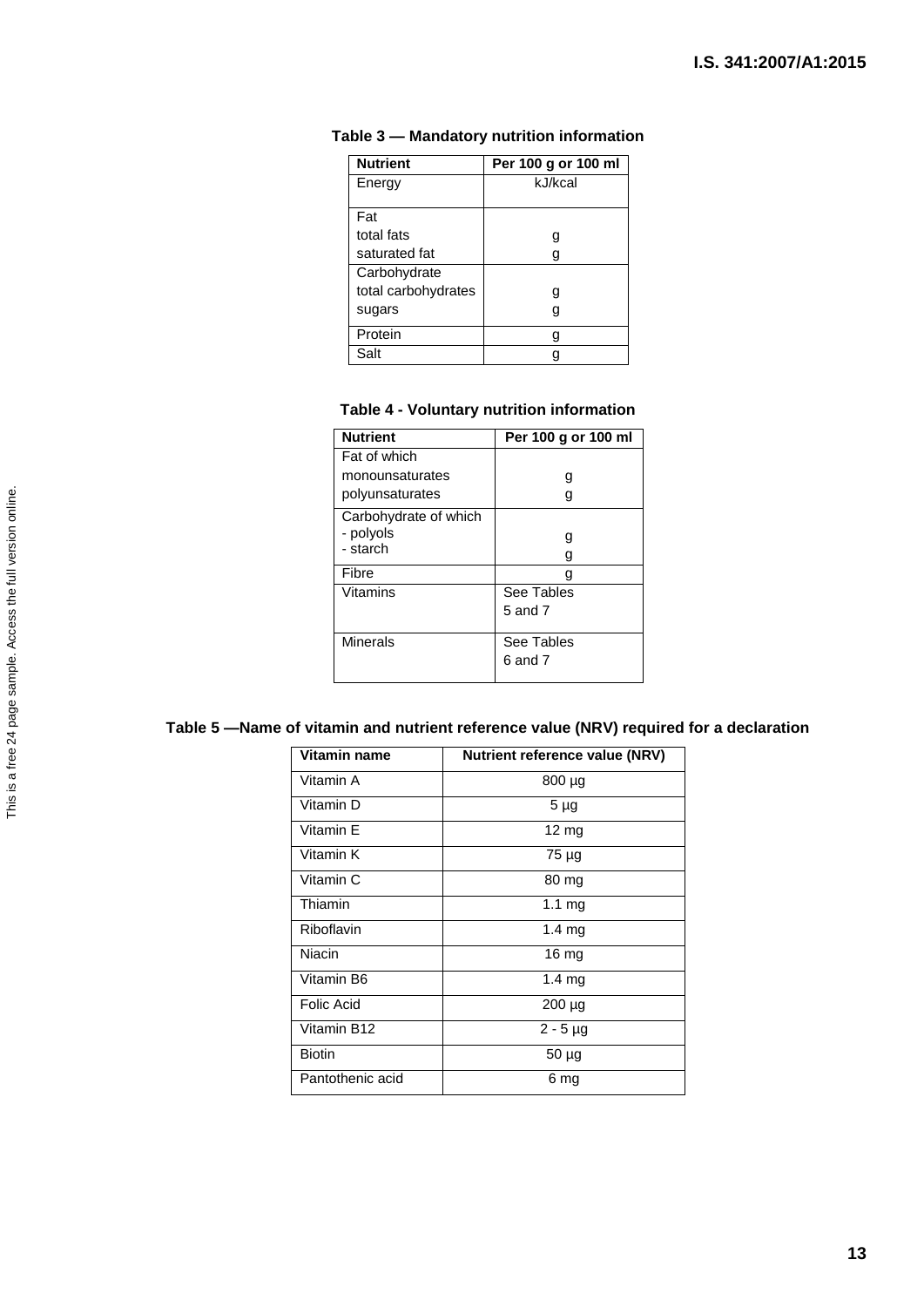**Table 3 — Mandatory nutrition information**

| Nutrient | Per 100 g or 100 ml |
|---|---|
| Energy | kJ/kcal |
| Fat | |
| total fats | g |
| saturated fat | g |
| Carbohydrate | |
| total carbohydrates | g |
| sugars | g |
| Protein | g |
| Salt | g |

**Table 4 - Voluntary nutrition information**

| Nutrient | Per 100 g or 100 ml |
|---|---|
| Fat of which | |
| monounsaturates | g |
| polyunsaturates | g |
| Carbohydrate of which | |
| - polyols | g |
| - starch | g |
| Fibre | g |
| Vitamins | See Tables 5 and 7 |
| Minerals | See Tables 6 and 7 |

**Table 5 —Name of vitamin and nutrient reference value (NRV) required for a declaration**

| Vitamin name | Nutrient reference value (NRV) |
|---|---|
| Vitamin A | 800 µg |
| Vitamin D | 5 µg |
| Vitamin E | 12 mg |
| Vitamin K | 75 µg |
| Vitamin C | 80 mg |
| Thiamin | 1.1 mg |
| Riboflavin | 1.4 mg |
| Niacin | 16 mg |
| Vitamin B6 | 1.4 mg |
| Folic Acid | 200 µg |
| Vitamin B12 | 2 - 5 µg |
| Biotin | 50 µg |
| Pantothenic acid | 6 mg |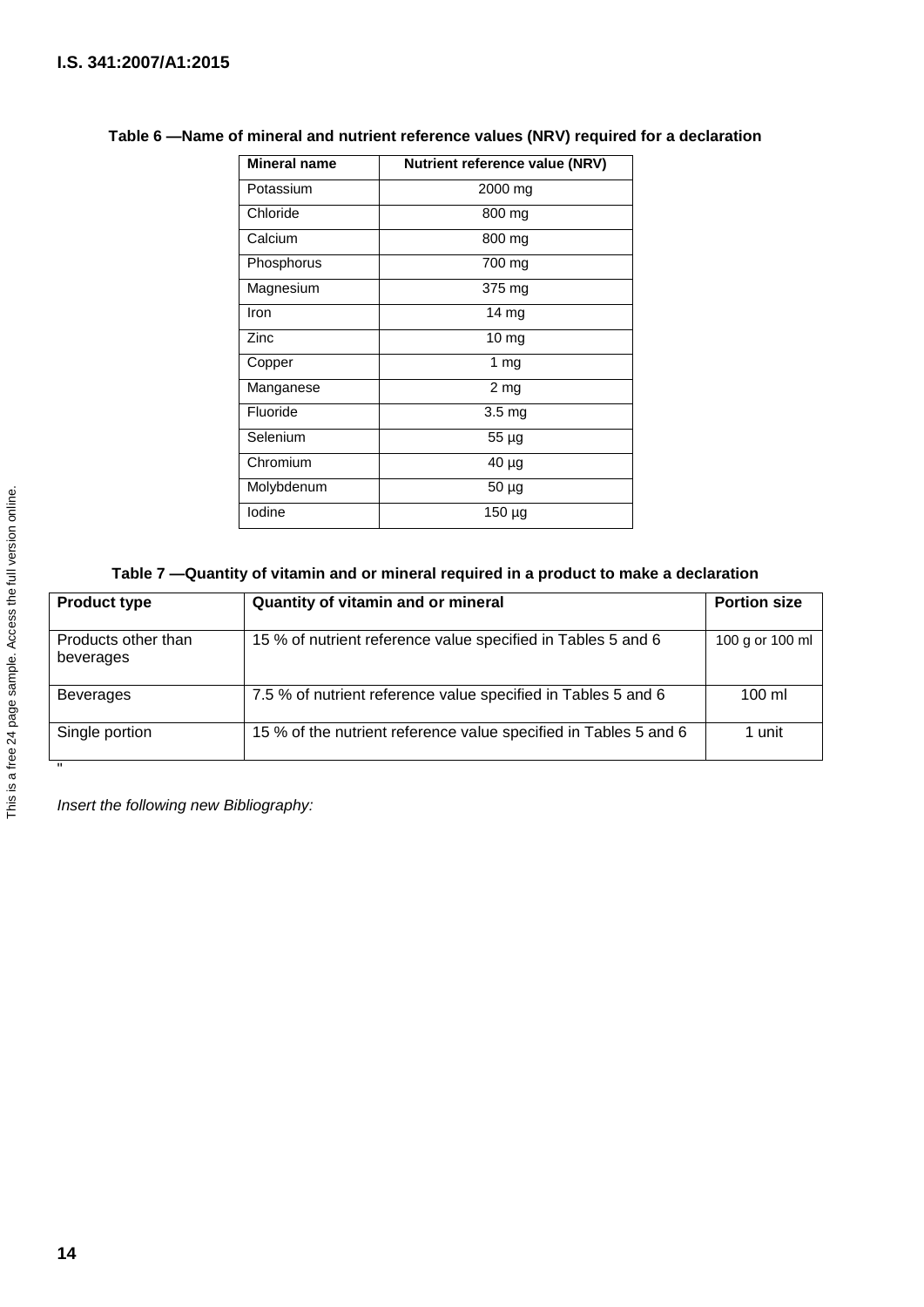**Table 6 —Name of mineral and nutrient reference values (NRV) required for a declaration**

| Mineral name | Nutrient reference value (NRV) |
|---|---|
| Potassium | 2000 mg |
| Chloride | 800 mg |
| Calcium | 800 mg |
| Phosphorus | 700 mg |
| Magnesium | 375 mg |
| Iron | 14 mg |
| Zinc | 10 mg |
| Copper | 1 mg |
| Manganese | 2 mg |
| Fluoride | 3.5 mg |
| Selenium | 55 µg |
| Chromium | 40 µg |
| Molybdenum | 50 µg |
| Iodine | 150 µg |

**Table 7 —Quantity of vitamin and or mineral required in a product to make a declaration**

| Product type | Quantity of vitamin and or mineral | Portion size |
|---|---|---|
| Products other than beverages | 15 % of nutrient reference value specified in Tables 5 and 6 | 100 g or 100 ml |
| Beverages | 7.5 % of nutrient reference value specified in Tables 5 and 6 | 100 ml |
| Single portion | 15 % of the nutrient reference value specified in Tables 5 and 6 | 1 unit |

"

*Insert the following new Bibliography:*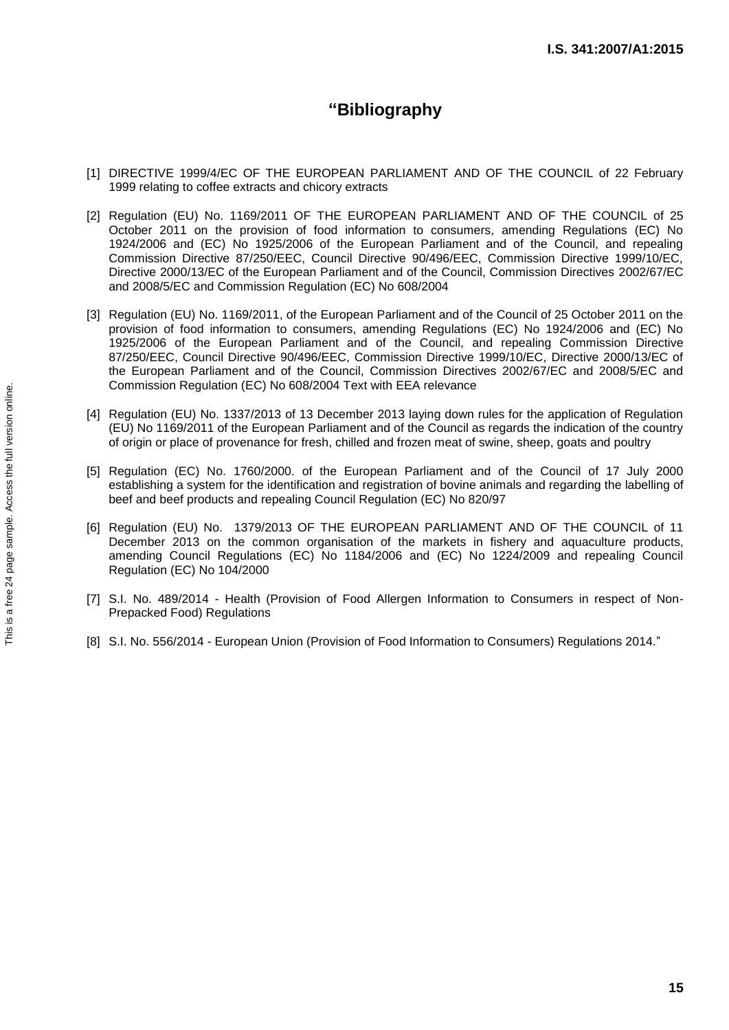# “Bibliography

[1] DIRECTIVE 1999/4/EC OF THE EUROPEAN PARLIAMENT AND OF THE COUNCIL of 22 February 1999 relating to coffee extracts and chicory extracts

[2] Regulation (EU) No. 1169/2011 OF THE EUROPEAN PARLIAMENT AND OF THE COUNCIL of 25 October 2011 on the provision of food information to consumers, amending Regulations (EC) No 1924/2006 and (EC) No 1925/2006 of the European Parliament and of the Council, and repealing Commission Directive 87/250/EEC, Council Directive 90/496/EEC, Commission Directive 1999/10/EC, Directive 2000/13/EC of the European Parliament and of the Council, Commission Directives 2002/67/EC and 2008/5/EC and Commission Regulation (EC) No 608/2004

[3] Regulation (EU) No. 1169/2011, of the European Parliament and of the Council of 25 October 2011 on the provision of food information to consumers, amending Regulations (EC) No 1924/2006 and (EC) No 1925/2006 of the European Parliament and of the Council, and repealing Commission Directive 87/250/EEC, Council Directive 90/496/EEC, Commission Directive 1999/10/EC, Directive 2000/13/EC of the European Parliament and of the Council, Commission Directives 2002/67/EC and 2008/5/EC and Commission Regulation (EC) No 608/2004 Text with EEA relevance

[4] Regulation (EU) No. 1337/2013 of 13 December 2013 laying down rules for the application of Regulation (EU) No 1169/2011 of the European Parliament and of the Council as regards the indication of the country of origin or place of provenance for fresh, chilled and frozen meat of swine, sheep, goats and poultry

[5] Regulation (EC) No. 1760/2000. of the European Parliament and of the Council of 17 July 2000 establishing a system for the identification and registration of bovine animals and regarding the labelling of beef and beef products and repealing Council Regulation (EC) No 820/97

[6] Regulation (EU) No. 1379/2013 OF THE EUROPEAN PARLIAMENT AND OF THE COUNCIL of 11 December 2013 on the common organisation of the markets in fishery and aquaculture products, amending Council Regulations (EC) No 1184/2006 and (EC) No 1224/2009 and repealing Council Regulation (EC) No 104/2000

[7] S.I. No. 489/2014 - Health (Provision of Food Allergen Information to Consumers in respect of Non-Prepacked Food) Regulations

[8] S.I. No. 556/2014 - European Union (Provision of Food Information to Consumers) Regulations 2014.”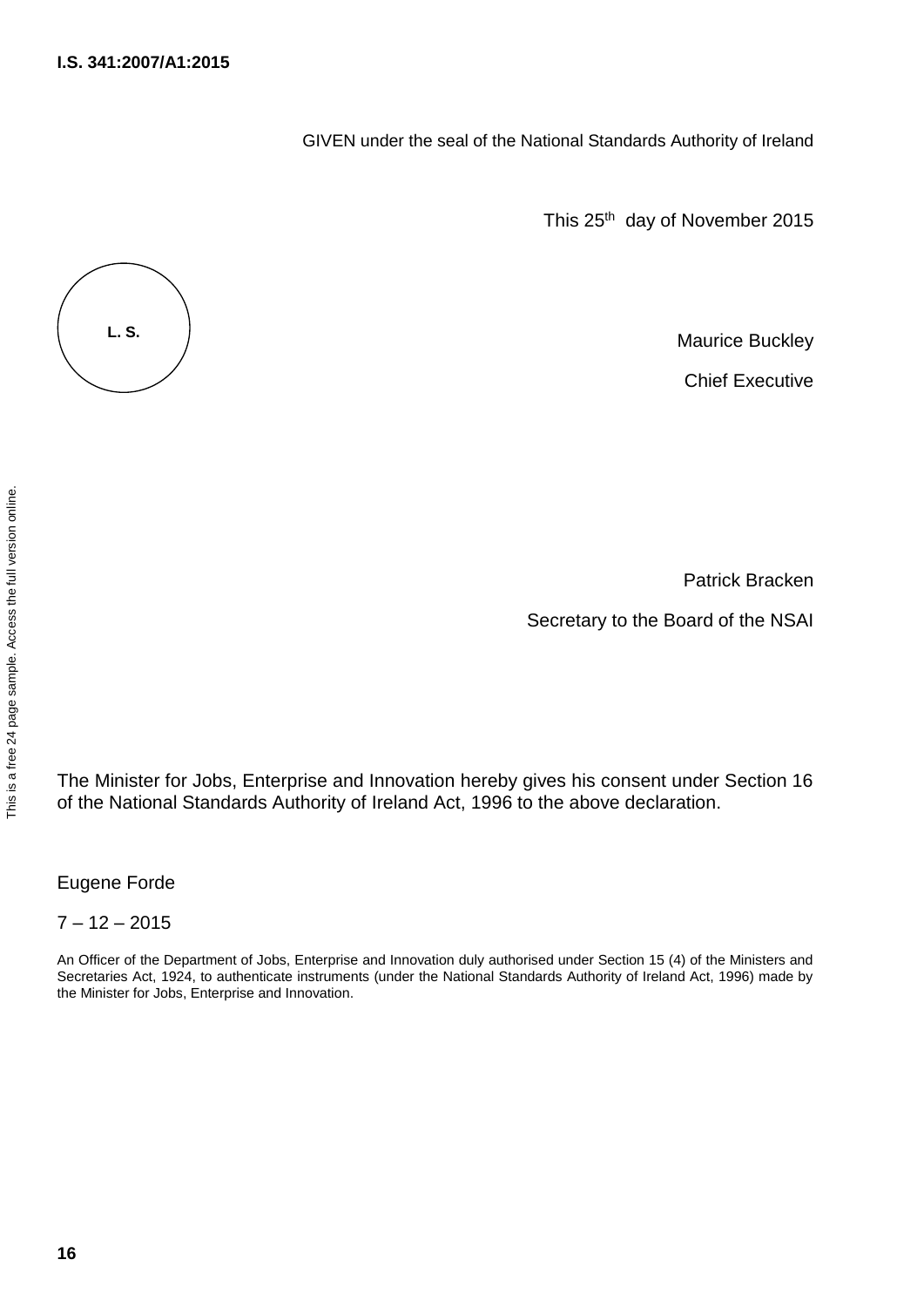GIVEN under the seal of the National Standards Authority of Ireland

This 25th day of November 2015

L. S.

Maurice Buckley

Chief Executive

Patrick Bracken

Secretary to the Board of the NSAI

The Minister for Jobs, Enterprise and Innovation hereby gives his consent under Section 16 of the National Standards Authority of Ireland Act, 1996 to the above declaration.

Eugene Forde

7 – 12 – 2015

An Officer of the Department of Jobs, Enterprise and Innovation duly authorised under Section 15 (4) of the Ministers and Secretaries Act, 1924, to authenticate instruments (under the National Standards Authority of Ireland Act, 1996) made by the Minister for Jobs, Enterprise and Innovation.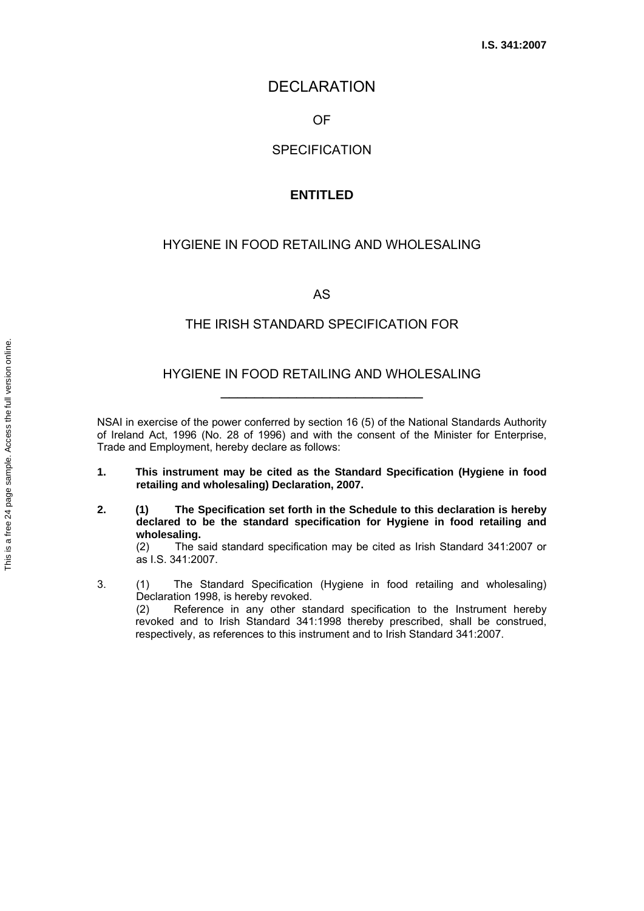# DECLARATION

## OF

## SPECIFICATION

**ENTITLED**

## HYGIENE IN FOOD RETAILING AND WHOLESALING

## AS

## THE IRISH STANDARD SPECIFICATION FOR

## HYGIENE IN FOOD RETAILING AND WHOLESALING

---

NSAI in exercise of the power conferred by section 16 (5) of the National Standards Authority of Ireland Act, 1996 (No. 28 of 1996) and with the consent of the Minister for Enterprise, Trade and Employment, hereby declare as follows:

**1. This instrument may be cited as the Standard Specification (Hygiene in food retailing and wholesaling) Declaration, 2007.**

**2. (1) The Specification set forth in the Schedule to this declaration is hereby declared to be the standard specification for Hygiene in food retailing and wholesaling.**
(2) The said standard specification may be cited as Irish Standard 341:2007 or as I.S. 341:2007.

3. (1) The Standard Specification (Hygiene in food retailing and wholesaling) Declaration 1998, is hereby revoked.
(2) Reference in any other standard specification to the Instrument hereby revoked and to Irish Standard 341:1998 thereby prescribed, shall be construed, respectively, as references to this instrument and to Irish Standard 341:2007.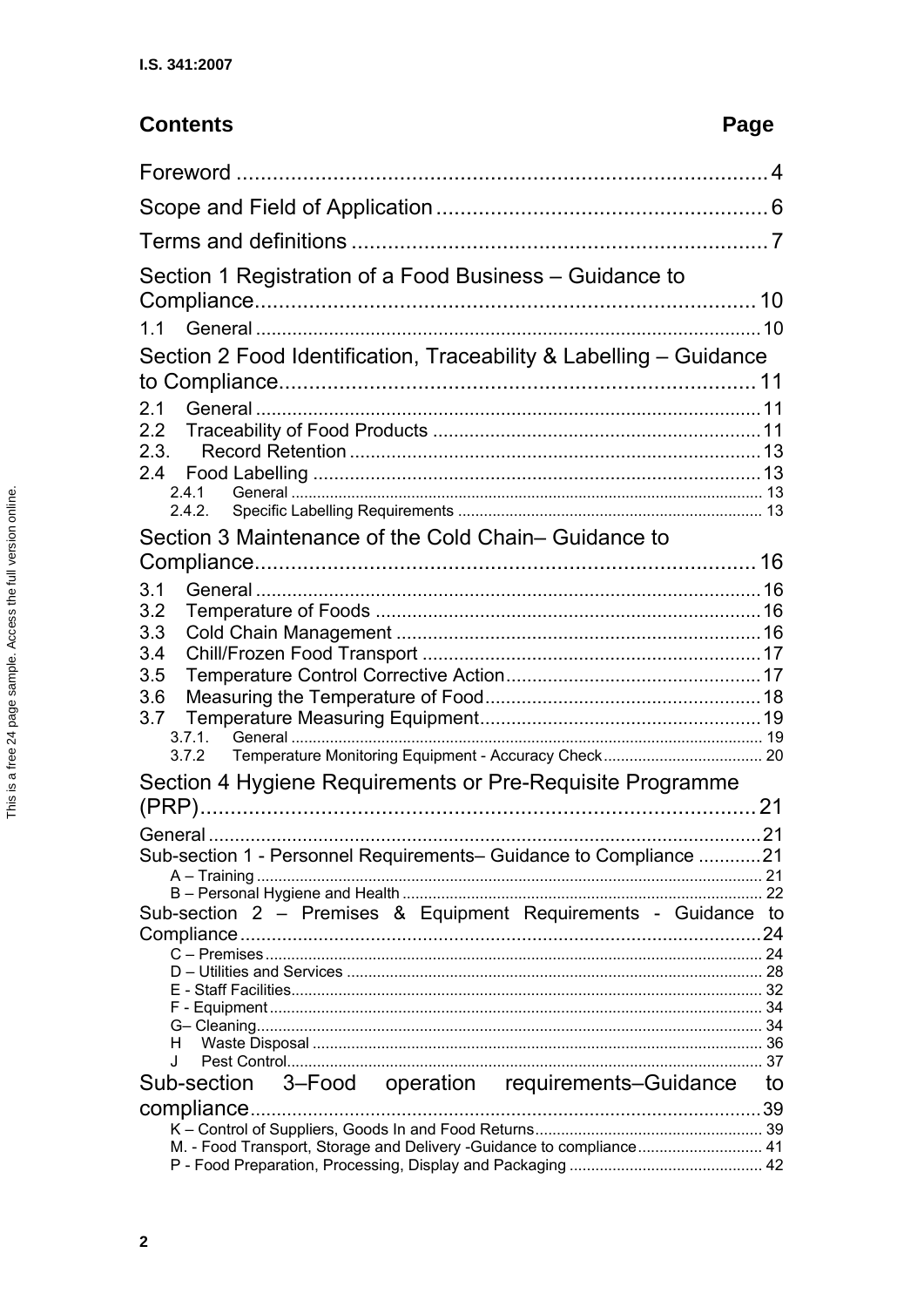## Contents

| | Page |
|---|---|
| Foreword | 4 |
| Scope and Field of Application | 6 |
| Terms and definitions | 7 |
| Section 1 Registration of a Food Business – Guidance to Compliance | 10 |
| 1.1 General | 10 |
| Section 2 Food Identification, Traceability & Labelling – Guidance to Compliance | 11 |
| 2.1 General | 11 |
| 2.2 Traceability of Food Products | 11 |
| 2.3. Record Retention | 13 |
| 2.4 Food Labelling | 13 |
| 2.4.1 General | 13 |
| 2.4.2. Specific Labelling Requirements | 13 |
| Section 3 Maintenance of the Cold Chain– Guidance to Compliance | 16 |
| 3.1 General | 16 |
| 3.2 Temperature of Foods | 16 |
| 3.3 Cold Chain Management | 16 |
| 3.4 Chill/Frozen Food Transport | 17 |
| 3.5 Temperature Control Corrective Action | 17 |
| 3.6 Measuring the Temperature of Food | 18 |
| 3.7 Temperature Measuring Equipment | 19 |
| 3.7.1. General | 19 |
| 3.7.2 Temperature Monitoring Equipment - Accuracy Check | 20 |
| Section 4 Hygiene Requirements or Pre-Requisite Programme (PRP) | 21 |
| General | 21 |
| Sub-section 1 - Personnel Requirements– Guidance to Compliance | 21 |
| A – Training | 21 |
| B – Personal Hygiene and Health | 22 |
| Sub-section 2 – Premises & Equipment Requirements - Guidance to Compliance | 24 |
| C – Premises | 24 |
| D – Utilities and Services | 28 |
| E - Staff Facilities | 32 |
| F - Equipment | 34 |
| G– Cleaning | 34 |
| H Waste Disposal | 36 |
| J Pest Control | 37 |
| Sub-section 3–Food operation requirements–Guidance to compliance | 39 |
| K – Control of Suppliers, Goods In and Food Returns | 39 |
| M. - Food Transport, Storage and Delivery -Guidance to compliance | 41 |
| P - Food Preparation, Processing, Display and Packaging | 42 |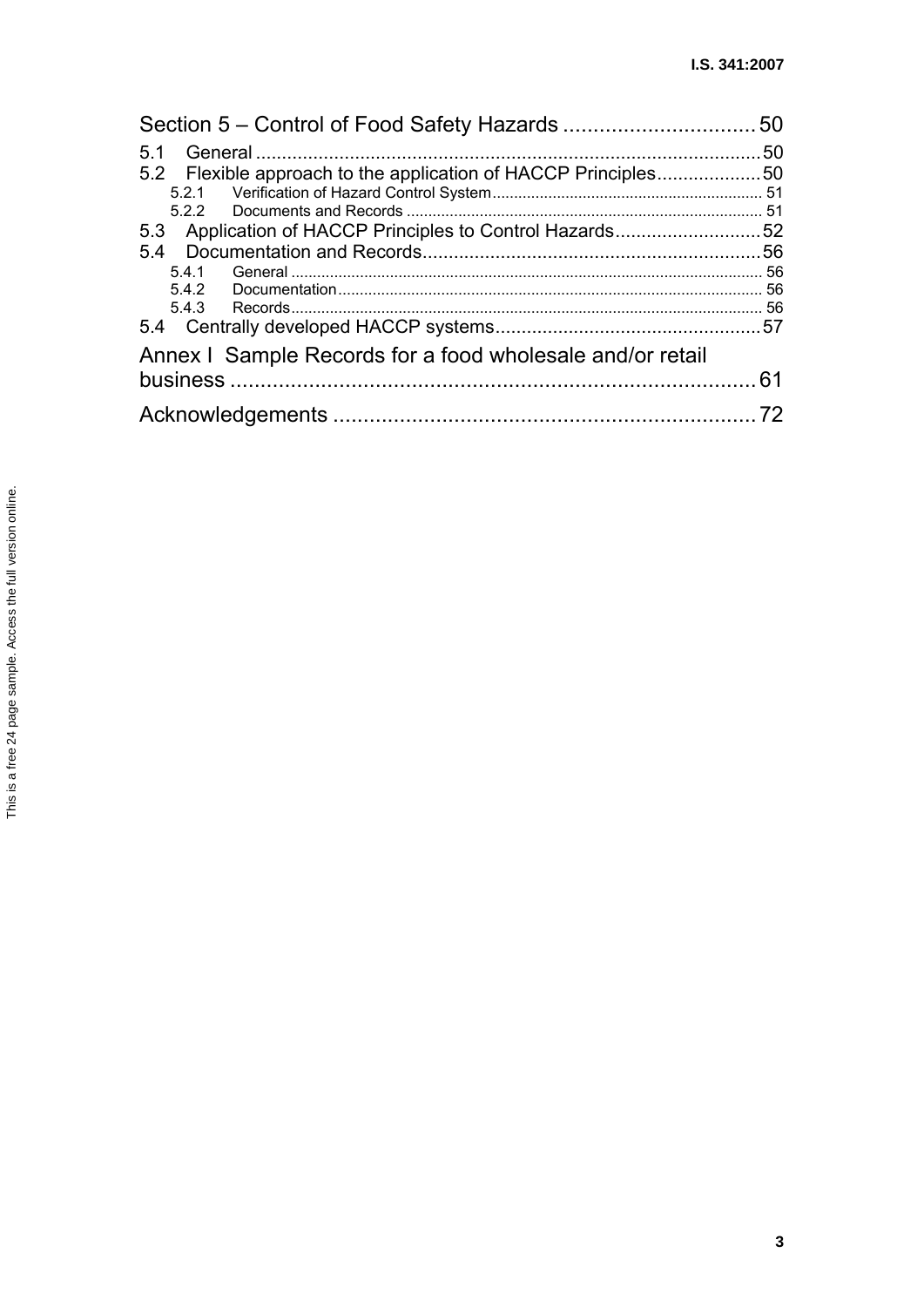Section 5 – Control of Food Safety Hazards ................................ 50

5.1 General ................................................................................................ 50

5.2 Flexible approach to the application of HACCP Principles.................... 50

- 5.2.1 Verification of Hazard Control System.............................................................. 51
- 5.2.2 Documents and Records .................................................................................. 51

5.3 Application of HACCP Principles to Control Hazards............................ 52

5.4 Documentation and Records................................................................ 56

- 5.4.1 General ............................................................................................................ 56
- 5.4.2 Documentation.................................................................................................. 56
- 5.4.3 Records............................................................................................................ 56

5.4 Centrally developed HACCP systems.................................................. 57

Annex I Sample Records for a food wholesale and/or retail business ........................................................................ 61

Acknowledgements ..................................................................... 72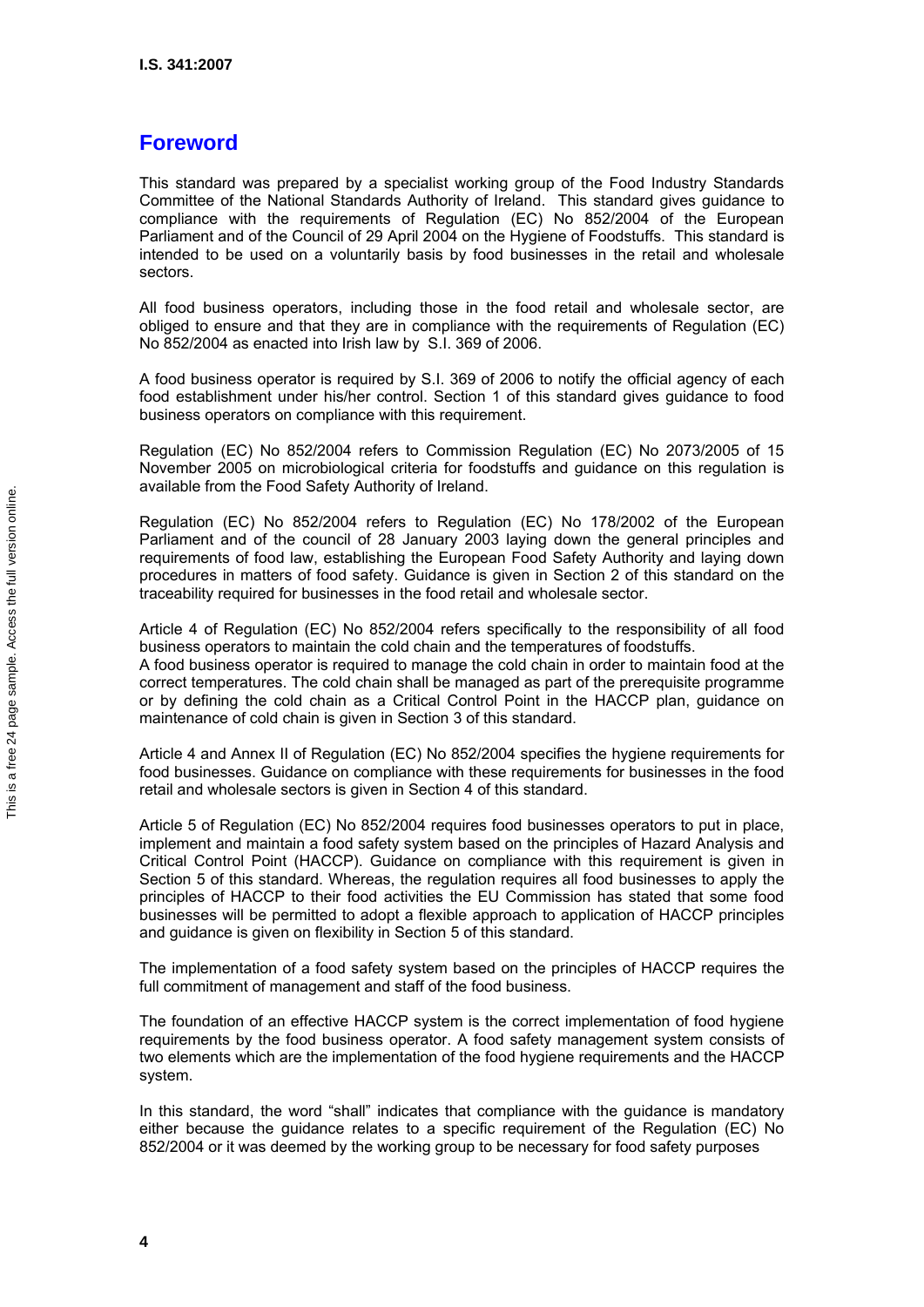# Foreword

This standard was prepared by a specialist working group of the Food Industry Standards Committee of the National Standards Authority of Ireland. This standard gives guidance to compliance with the requirements of Regulation (EC) No 852/2004 of the European Parliament and of the Council of 29 April 2004 on the Hygiene of Foodstuffs. This standard is intended to be used on a voluntarily basis by food businesses in the retail and wholesale sectors.

All food business operators, including those in the food retail and wholesale sector, are obliged to ensure and that they are in compliance with the requirements of Regulation (EC) No 852/2004 as enacted into Irish law by S.I. 369 of 2006.

A food business operator is required by S.I. 369 of 2006 to notify the official agency of each food establishment under his/her control. Section 1 of this standard gives guidance to food business operators on compliance with this requirement.

Regulation (EC) No 852/2004 refers to Commission Regulation (EC) No 2073/2005 of 15 November 2005 on microbiological criteria for foodstuffs and guidance on this regulation is available from the Food Safety Authority of Ireland.

Regulation (EC) No 852/2004 refers to Regulation (EC) No 178/2002 of the European Parliament and of the council of 28 January 2003 laying down the general principles and requirements of food law, establishing the European Food Safety Authority and laying down procedures in matters of food safety. Guidance is given in Section 2 of this standard on the traceability required for businesses in the food retail and wholesale sector.

Article 4 of Regulation (EC) No 852/2004 refers specifically to the responsibility of all food business operators to maintain the cold chain and the temperatures of foodstuffs.
A food business operator is required to manage the cold chain in order to maintain food at the correct temperatures. The cold chain shall be managed as part of the prerequisite programme or by defining the cold chain as a Critical Control Point in the HACCP plan, guidance on maintenance of cold chain is given in Section 3 of this standard.

Article 4 and Annex II of Regulation (EC) No 852/2004 specifies the hygiene requirements for food businesses. Guidance on compliance with these requirements for businesses in the food retail and wholesale sectors is given in Section 4 of this standard.

Article 5 of Regulation (EC) No 852/2004 requires food businesses operators to put in place, implement and maintain a food safety system based on the principles of Hazard Analysis and Critical Control Point (HACCP). Guidance on compliance with this requirement is given in Section 5 of this standard. Whereas, the regulation requires all food businesses to apply the principles of HACCP to their food activities the EU Commission has stated that some food businesses will be permitted to adopt a flexible approach to application of HACCP principles and guidance is given on flexibility in Section 5 of this standard.

The implementation of a food safety system based on the principles of HACCP requires the full commitment of management and staff of the food business.

The foundation of an effective HACCP system is the correct implementation of food hygiene requirements by the food business operator. A food safety management system consists of two elements which are the implementation of the food hygiene requirements and the HACCP system.

In this standard, the word "shall" indicates that compliance with the guidance is mandatory either because the guidance relates to a specific requirement of the Regulation (EC) No 852/2004 or it was deemed by the working group to be necessary for food safety purposes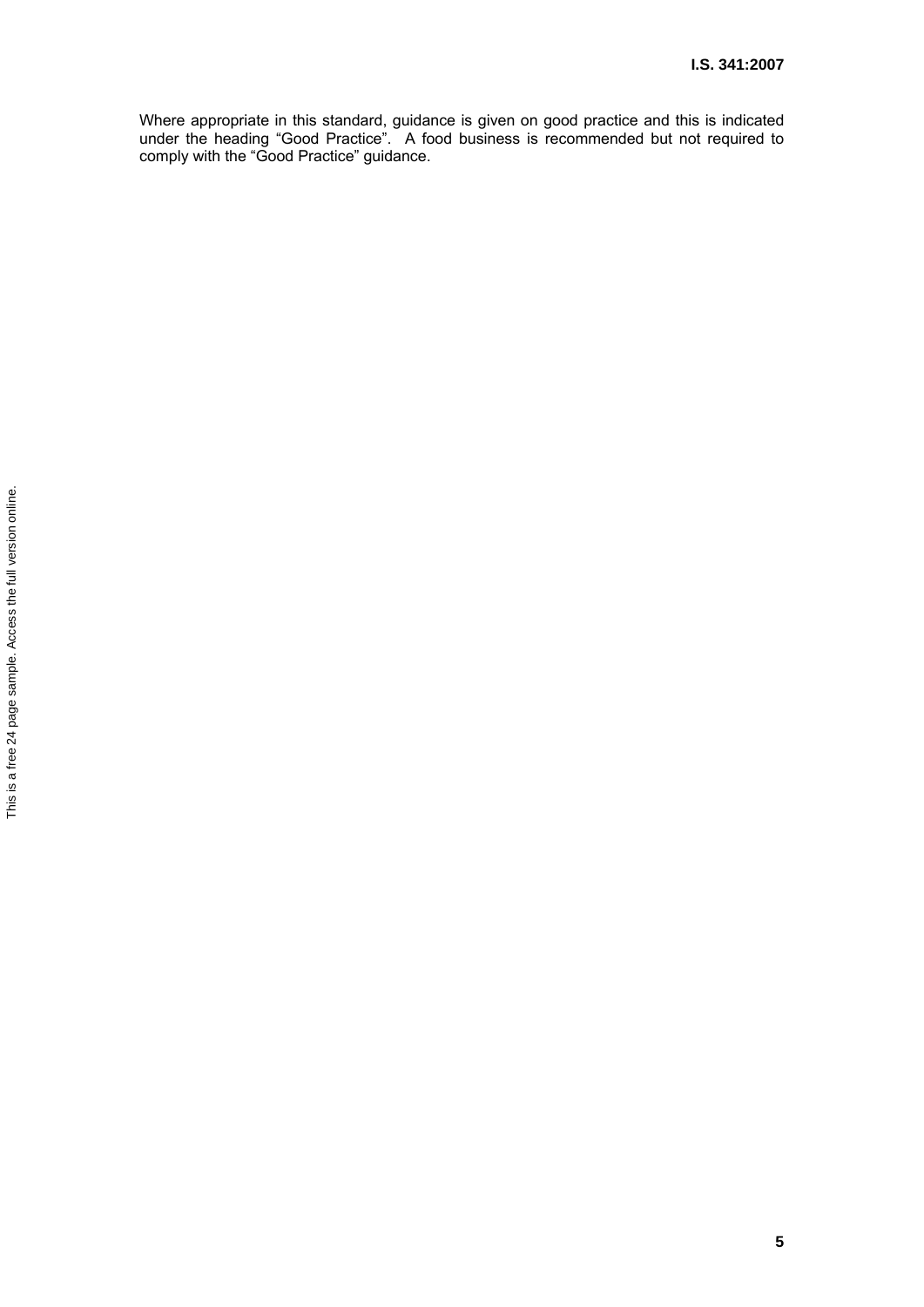Where appropriate in this standard, guidance is given on good practice and this is indicated under the heading "Good Practice". A food business is recommended but not required to comply with the "Good Practice" guidance.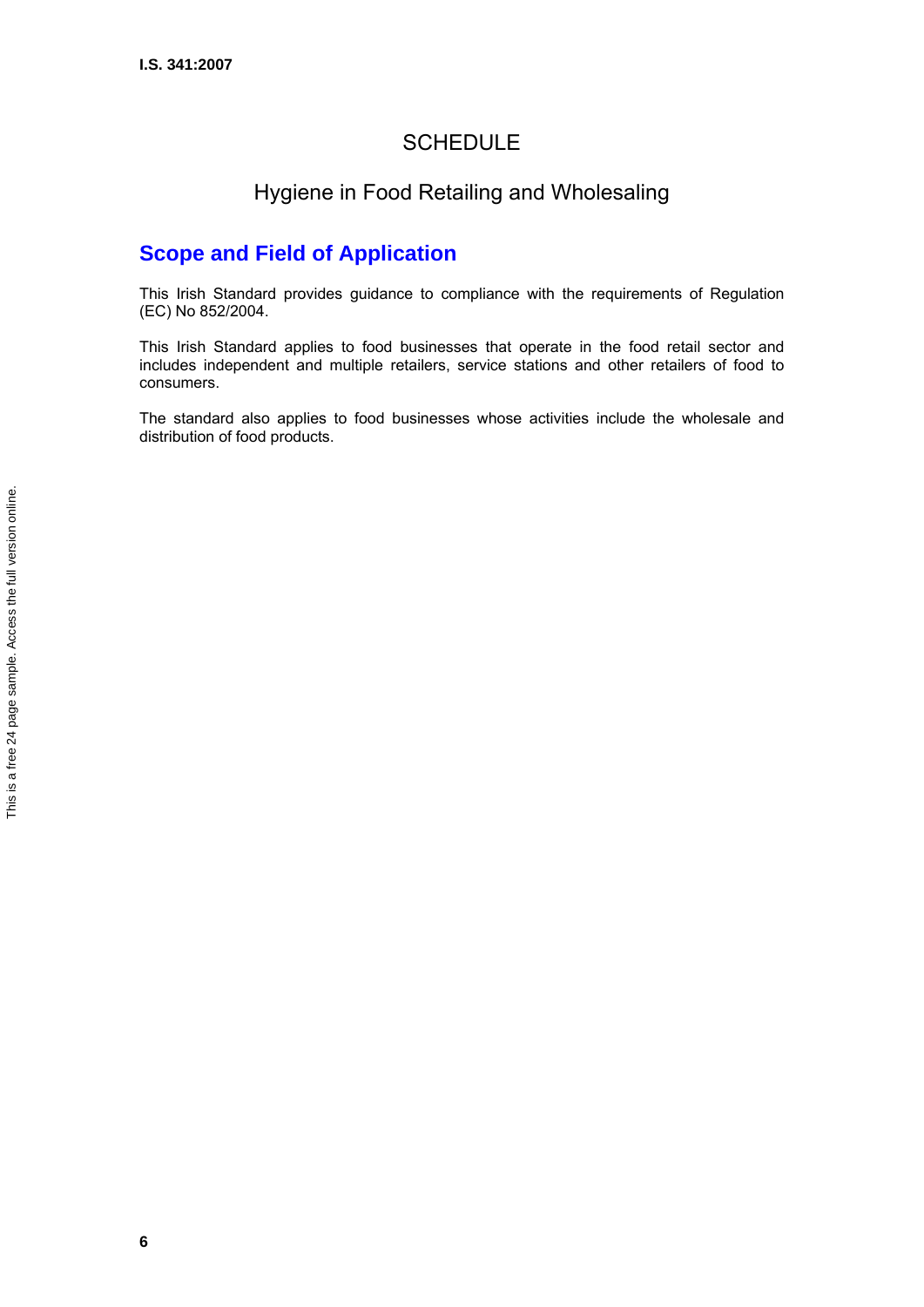# SCHEDULE

## Hygiene in Food Retailing and Wholesaling

### Scope and Field of Application

This Irish Standard provides guidance to compliance with the requirements of Regulation (EC) No 852/2004.

This Irish Standard applies to food businesses that operate in the food retail sector and includes independent and multiple retailers, service stations and other retailers of food to consumers.

The standard also applies to food businesses whose activities include the wholesale and distribution of food products.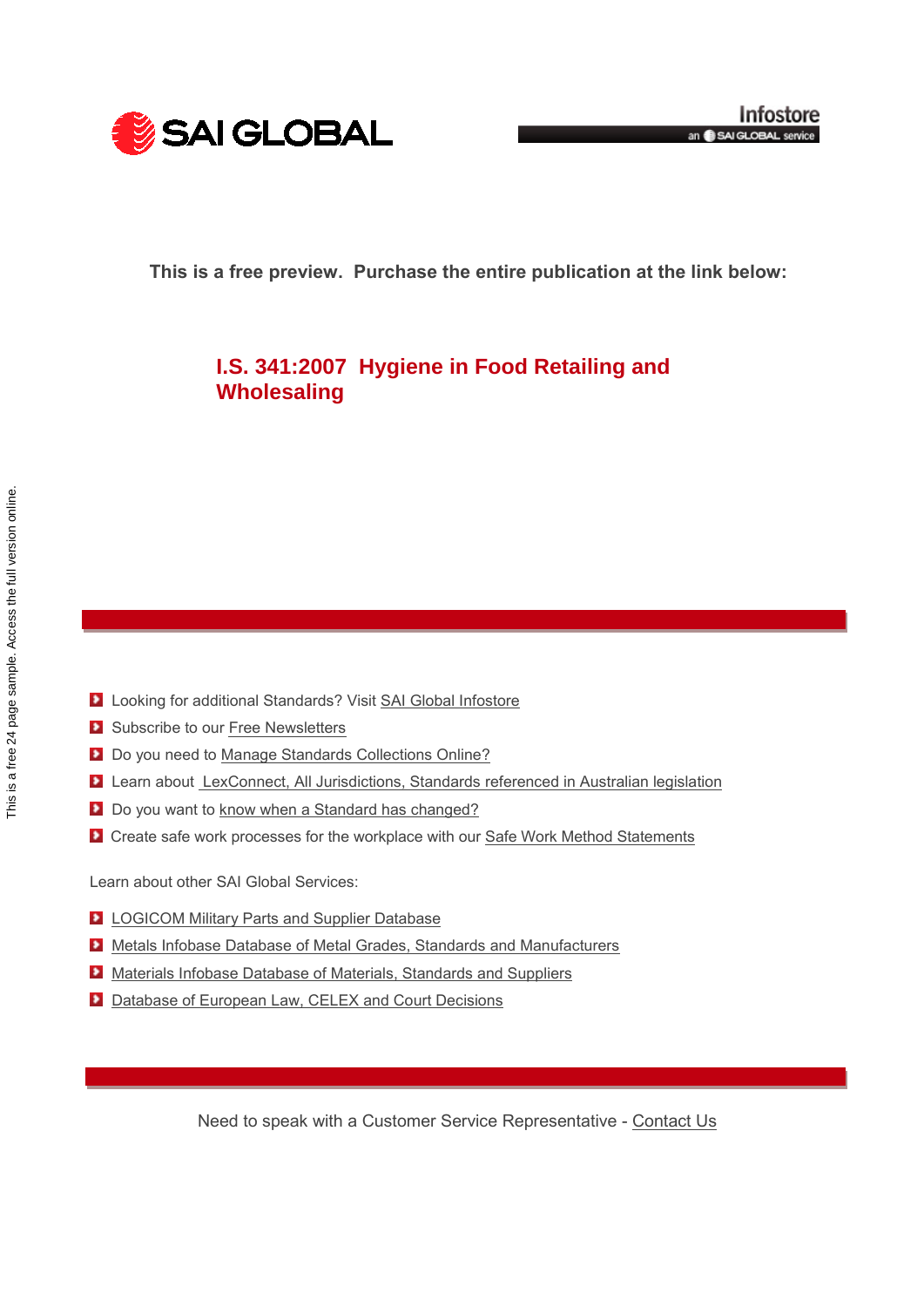SAI GLOBAL

Infostore
an SAI GLOBAL service

**This is a free preview. Purchase the entire publication at the link below:**

## I.S. 341:2007 Hygiene in Food Retailing and Wholesaling

This is a free 24 page sample. Access the full version online.

- Looking for additional Standards? Visit SAI Global Infostore
- Subscribe to our Free Newsletters
- Do you need to Manage Standards Collections Online?
- Learn about LexConnect, All Jurisdictions, Standards referenced in Australian legislation
- Do you want to know when a Standard has changed?
- Create safe work processes for the workplace with our Safe Work Method Statements

Learn about other SAI Global Services:

- LOGICOM Military Parts and Supplier Database
- Metals Infobase Database of Metal Grades, Standards and Manufacturers
- Materials Infobase Database of Materials, Standards and Suppliers
- Database of European Law, CELEX and Court Decisions

Need to speak with a Customer Service Representative - Contact Us